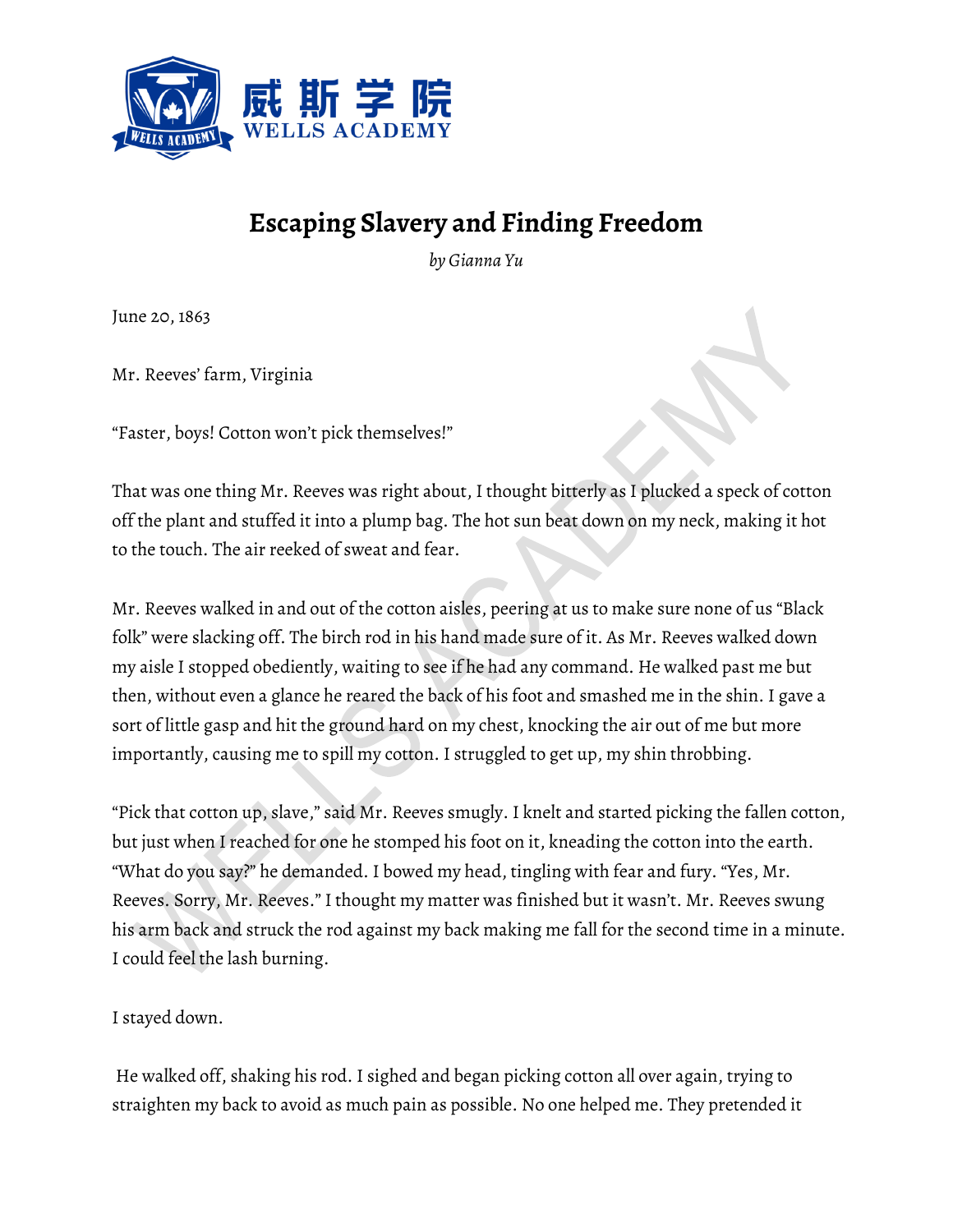# Escaping Slavery and Finding Freedom

*by Gianna Yu*

June 20, 1863

Mr. Reeves' farm, Virginia

"Faster, boys! Cotton won't pick themselves!"

That was one thing Mr. Reeves was right about, I thought bitterly as I plucked a speck of cotton off the plant and stuffed it into a plump bag. The hot sun beat down on my neck, making it hot to the touch. The air reeked of sweat and fear.

Mr. Reeves walked in and out of the cotton aisles, peering at us to make sure none of us "Black folk" were slacking off. The birch rod in his hand made sure of it. As Mr. Reeves walked down my aisle I stopped obediently, waiting to see if he had any command. He walked past me but then, without even a glance he reared the back of his foot and smashed me in the shin. I gave a sort of little gasp and hit the ground hard on my chest, knocking the air out of me but more importantly, causing me to spill my cotton. I struggled to get up, my shin throbbing.

"Pick that cotton up, slave," said Mr. Reeves smugly. I knelt and started picking the fallen cotton, but just when I reached for one he stomped his foot on it, kneading the cotton into the earth. "What do you say?" he demanded. I bowed my head, tingling with fear and fury. "Yes, Mr. Reeves. Sorry, Mr. Reeves." I thought my matter was finished but it wasn't. Mr. Reeves swung his arm back and struck the rod against my back making me fall for the second time in a minute. I could feel the lash burning.

I stayed down.

He walked off, shaking his rod. I sighed and began picking cotton all over again, trying to straighten my back to avoid as much pain as possible. No one helped me. They pretended it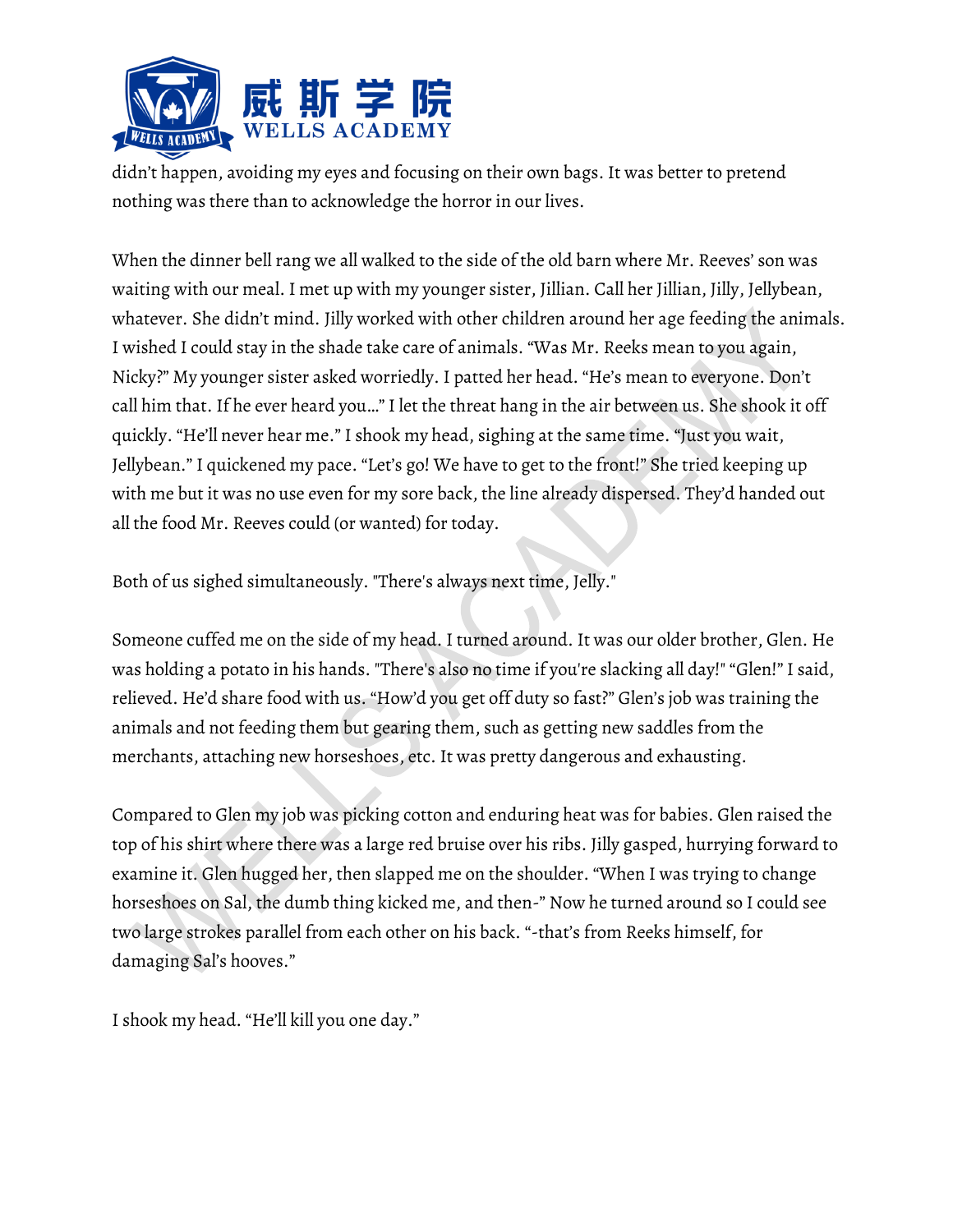didn't happen, avoiding my eyes and focusing on their own bags. It was better to pretend nothing was there than to acknowledge the horror in our lives.

When the dinner bell rang we all walked to the side of the old barn where Mr. Reeves' son was waiting with our meal. I met up with my younger sister, Jillian. Call her Jillian, Jilly, Jellybean, whatever. She didn't mind. Jilly worked with other children around her age feeding the animals. I wished I could stay in the shade take care of animals. "Was Mr. Reeks mean to you again, Nicky?" My younger sister asked worriedly. I patted her head. "He's mean to everyone. Don't call him that. If he ever heard you…" I let the threat hang in the air between us. She shook it off quickly. "He'll never hear me." I shook my head, sighing at the same time. "Just you wait, Jellybean." I quickened my pace. "Let's go! We have to get to the front!" She tried keeping up with me but it was no use even for my sore back, the line already dispersed. They'd handed out all the food Mr. Reeves could (or wanted) for today.

Both of us sighed simultaneously. "There's always next time, Jelly."

Someone cuffed me on the side of my head. I turned around. It was our older brother, Glen. He was holding a potato in his hands. "There's also no time if you're slacking all day!" "Glen!" I said, relieved. He'd share food with us. "How'd you get off duty so fast?" Glen's job was training the animals and not feeding them but gearing them, such as getting new saddles from the merchants, attaching new horseshoes, etc. It was pretty dangerous and exhausting.

Compared to Glen my job was picking cotton and enduring heat was for babies. Glen raised the top of his shirt where there was a large red bruise over his ribs. Jilly gasped, hurrying forward to examine it. Glen hugged her, then slapped me on the shoulder. "When I was trying to change horseshoes on Sal, the dumb thing kicked me, and then-" Now he turned around so I could see two large strokes parallel from each other on his back. "-that's from Reeks himself, for damaging Sal's hooves."

I shook my head. "He'll kill you one day."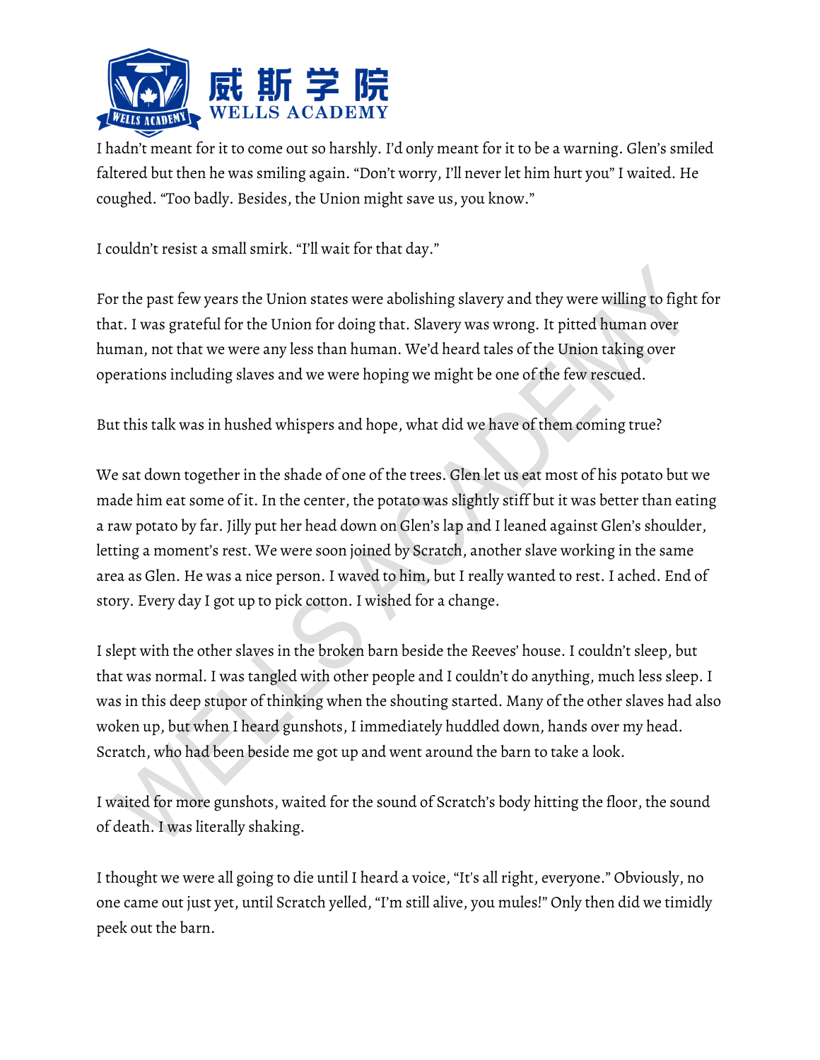I hadn't meant for it to come out so harshly. I'd only meant for it to be a warning. Glen's smiled faltered but then he was smiling again. "Don't worry, I'll never let him hurt you" I waited. He coughed. "Too badly. Besides, the Union might save us, you know."

I couldn't resist a small smirk. "I'll wait for that day."

For the past few years the Union states were abolishing slavery and they were willing to fight for that. I was grateful for the Union for doing that. Slavery was wrong. It pitted human over human, not that we were any less than human. We'd heard tales of the Union taking over operations including slaves and we were hoping we might be one of the few rescued.

But this talk was in hushed whispers and hope, what did we have of them coming true?

We sat down together in the shade of one of the trees. Glen let us eat most of his potato but we made him eat some of it. In the center, the potato was slightly stiff but it was better than eating a raw potato by far. Jilly put her head down on Glen's lap and I leaned against Glen's shoulder, letting a moment's rest. We were soon joined by Scratch, another slave working in the same area as Glen. He was a nice person. I waved to him, but I really wanted to rest. I ached. End of story. Every day I got up to pick cotton. I wished for a change.

I slept with the other slaves in the broken barn beside the Reeves' house. I couldn't sleep, but that was normal. I was tangled with other people and I couldn't do anything, much less sleep. I was in this deep stupor of thinking when the shouting started. Many of the other slaves had also woken up, but when I heard gunshots, I immediately huddled down, hands over my head. Scratch, who had been beside me got up and went around the barn to take a look.

I waited for more gunshots, waited for the sound of Scratch's body hitting the floor, the sound of death. I was literally shaking.

I thought we were all going to die until I heard a voice, "It's all right, everyone." Obviously, no one came out just yet, until Scratch yelled, "I'm still alive, you mules!" Only then did we timidly peek out the barn.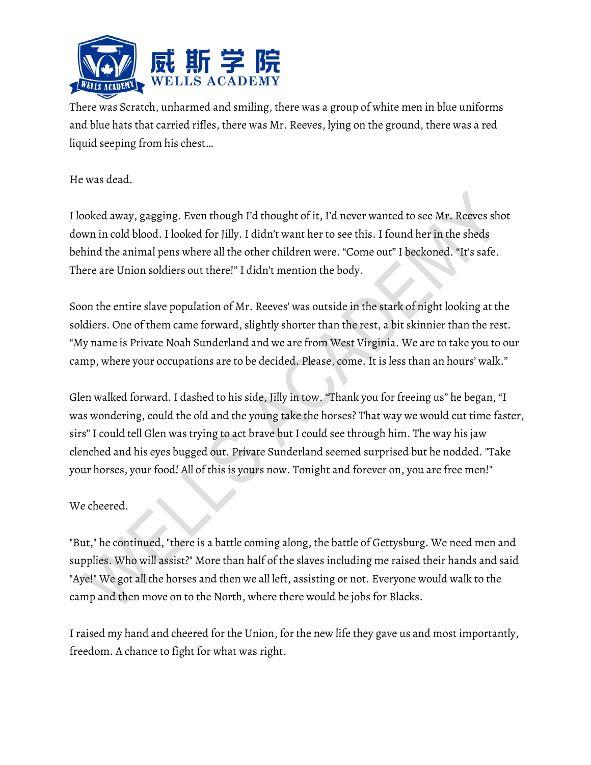There was Scratch, unharmed and smiling, there was a group of white men in blue uniforms and blue hats that carried rifles, there was Mr. Reeves, lying on the ground, there was a red liquid seeping from his chest…

He was dead.

I looked away, gagging. Even though I'd thought of it, I'd never wanted to see Mr. Reeves shot down in cold blood. I looked for Jilly. I didn't want her to see this. I found her in the sheds behind the animal pens where all the other children were. "Come out" I beckoned. "It's safe. There are Union soldiers out there!" I didn't mention the body.

Soon the entire slave population of Mr. Reeves' was outside in the stark of night looking at the soldiers. One of them came forward, slightly shorter than the rest, a bit skinnier than the rest. "My name is Private Noah Sunderland and we are from West Virginia. We are to take you to our camp, where your occupations are to be decided. Please, come. It is less than an hours' walk."

Glen walked forward. I dashed to his side, Jilly in tow. "Thank you for freeing us" he began, "I was wondering, could the old and the young take the horses? That way we would cut time faster, sirs" I could tell Glen was trying to act brave but I could see through him. The way his jaw clenched and his eyes bugged out. Private Sunderland seemed surprised but he nodded. "Take your horses, your food! All of this is yours now. Tonight and forever on, you are free men!"

We cheered.

"But," he continued, "there is a battle coming along, the battle of Gettysburg. We need men and supplies. Who will assist?" More than half of the slaves including me raised their hands and said "Aye!" We got all the horses and then we all left, assisting or not. Everyone would walk to the camp and then move on to the North, where there would be jobs for Blacks.

I raised my hand and cheered for the Union, for the new life they gave us and most importantly, freedom. A chance to fight for what was right.